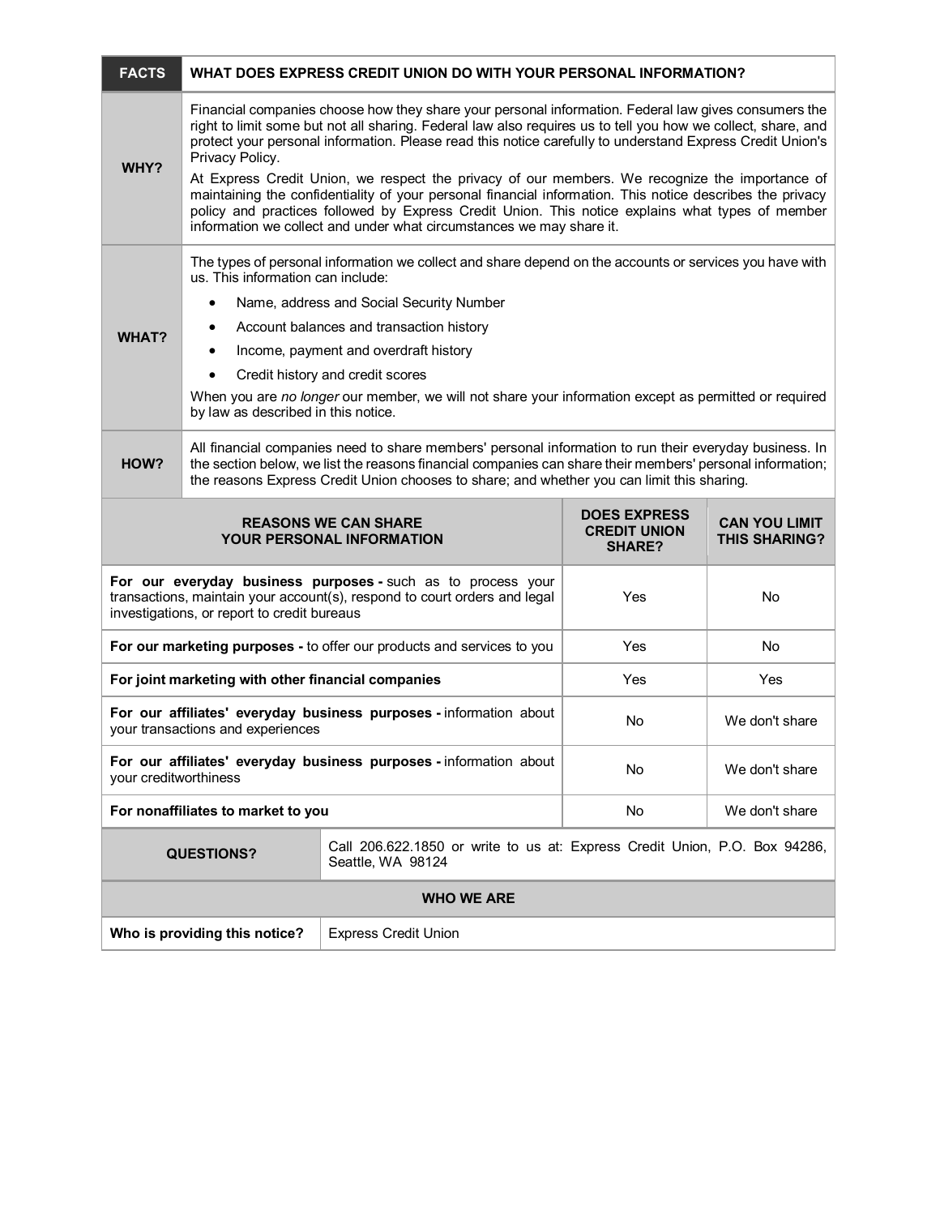| FACTS | WHAT DOES EXPRESS CREDIT UNION DO WITH YOUR PERSONAL INFORMATION? |
|---|---|
| **WHY?** | Financial companies choose how they share your personal information. Federal law gives consumers the right to limit some but not all sharing. Federal law also requires us to tell you how we collect, share, and protect your personal information. Please read this notice carefully to understand Express Credit Union's Privacy Policy.<br>At Express Credit Union, we respect the privacy of our members. We recognize the importance of maintaining the confidentiality of your personal financial information. This notice describes the privacy policy and practices followed by Express Credit Union. This notice explains what types of member information we collect and under what circumstances we may share it. |
| **WHAT?** | The types of personal information we collect and share depend on the accounts or services you have with us. This information can include:<br>• Name, address and Social Security Number<br>• Account balances and transaction history<br>• Income, payment and overdraft history<br>• Credit history and credit scores<br>When you are *no longer* our member, we will not share your information except as permitted or required by law as described in this notice. |
| **HOW?** | All financial companies need to share members' personal information to run their everyday business. In the section below, we list the reasons financial companies can share their members' personal information; the reasons Express Credit Union chooses to share; and whether you can limit this sharing. |

| REASONS WE CAN SHARE YOUR PERSONAL INFORMATION | DOES EXPRESS CREDIT UNION SHARE? | CAN YOU LIMIT THIS SHARING? |
|---|---|---|
| **For our everyday business purposes -** such as to process your transactions, maintain your account(s), respond to court orders and legal investigations, or report to credit bureaus | Yes | No |
| **For our marketing purposes -** to offer our products and services to you | Yes | No |
| **For joint marketing with other financial companies** | Yes | Yes |
| **For our affiliates' everyday business purposes -** information about your transactions and experiences | No | We don't share |
| **For our affiliates' everyday business purposes -** information about your creditworthiness | No | We don't share |
| **For nonaffiliates to market to you** | No | We don't share |

| QUESTIONS? | Call 206.622.1850 or write to us at: Express Credit Union, P.O. Box 94286, Seattle, WA 98124 |
|---|---|

| WHO WE ARE | |
|---|---|
| **Who is providing this notice?** | Express Credit Union |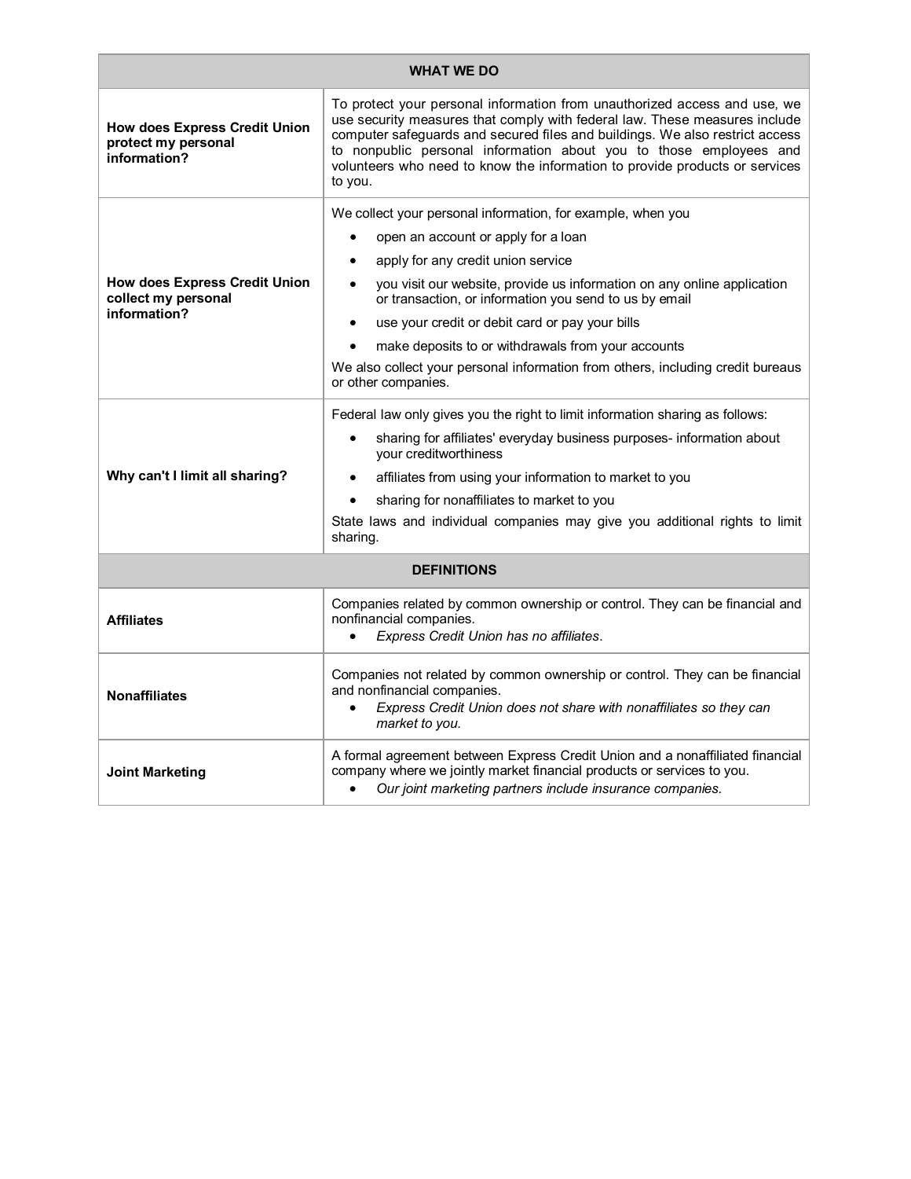| WHAT WE DO | |
|---|---|
| **How does Express Credit Union protect my personal information?** | To protect your personal information from unauthorized access and use, we use security measures that comply with federal law. These measures include computer safeguards and secured files and buildings. We also restrict access to nonpublic personal information about you to those employees and volunteers who need to know the information to provide products or services to you. |
| **How does Express Credit Union collect my personal information?** | We collect your personal information, for example, when you<br>• open an account or apply for a loan<br>• apply for any credit union service<br>• you visit our website, provide us information on any online application or transaction, or information you send to us by email<br>• use your credit or debit card or pay your bills<br>• make deposits to or withdrawals from your accounts<br>We also collect your personal information from others, including credit bureaus or other companies. |
| **Why can't I limit all sharing?** | Federal law only gives you the right to limit information sharing as follows:<br>• sharing for affiliates' everyday business purposes- information about your creditworthiness<br>• affiliates from using your information to market to you<br>• sharing for nonaffiliates to market to you<br>State laws and individual companies may give you additional rights to limit sharing. |
| **DEFINITIONS** | |
| **Affiliates** | Companies related by common ownership or control. They can be financial and nonfinancial companies.<br>• *Express Credit Union has no affiliates*. |
| **Nonaffiliates** | Companies not related by common ownership or control. They can be financial and nonfinancial companies.<br>• *Express Credit Union does not share with nonaffiliates so they can market to you.* |
| **Joint Marketing** | A formal agreement between Express Credit Union and a nonaffiliated financial company where we jointly market financial products or services to you.<br>• *Our joint marketing partners include insurance companies.* |